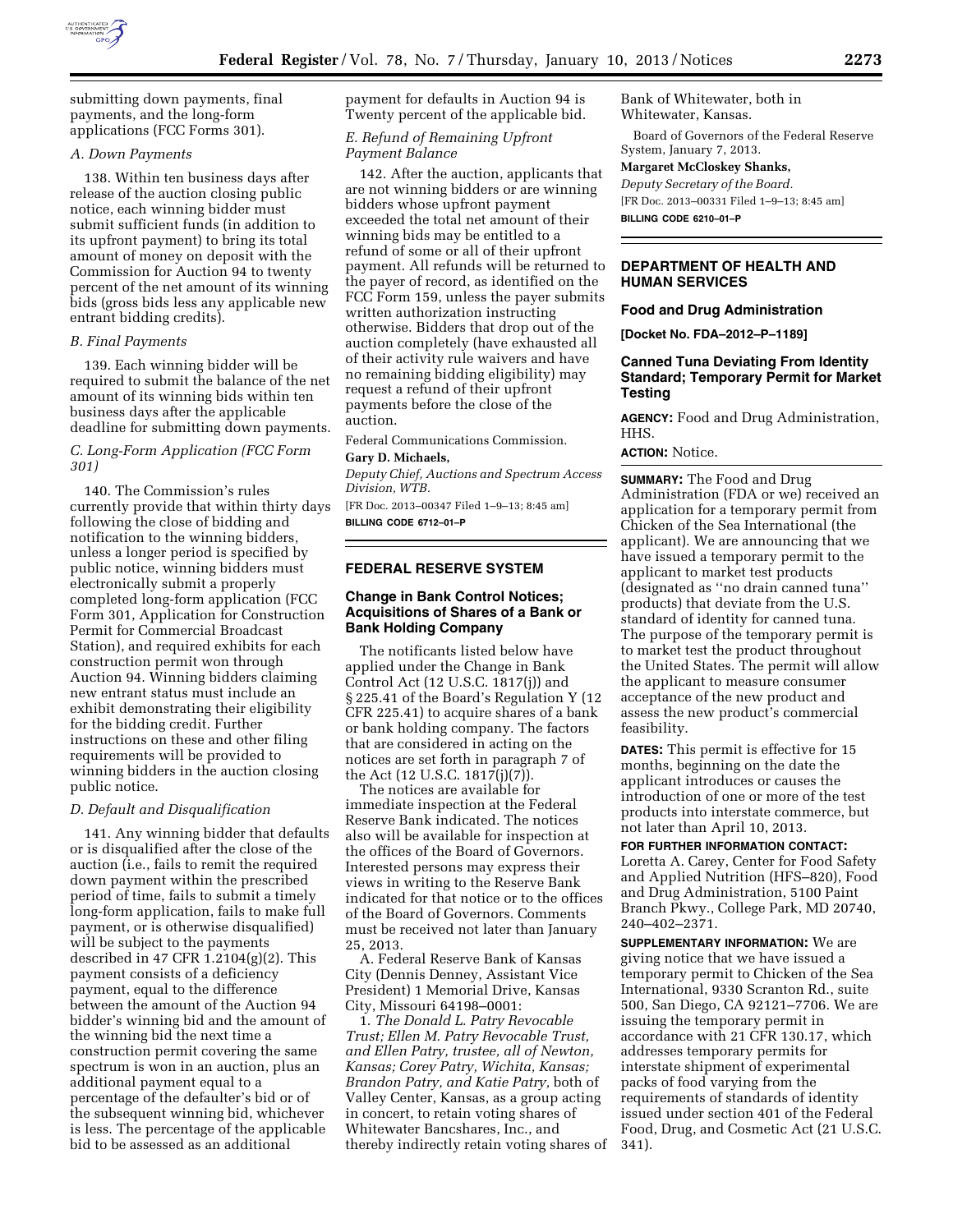submitting down payments, final payments, and the long-form applications (FCC Forms 301).

### A. Down Payments

138. Within ten business days after release of the auction closing public notice, each winning bidder must submit sufficient funds (in addition to its upfront payment) to bring its total amount of money on deposit with the Commission for Auction 94 to twenty percent of the net amount of its winning bids (gross bids less any applicable new entrant bidding credits).

### B. Final Payments

139. Each winning bidder will be required to submit the balance of the net amount of its winning bids within ten business days after the applicable deadline for submitting down payments.

### C. Long-Form Application (FCC Form 301)

140. The Commission's rules currently provide that within thirty days following the close of bidding and notification to the winning bidders, unless a longer period is specified by public notice, winning bidders must electronically submit a properly completed long-form application (FCC Form 301, Application for Construction Permit for Commercial Broadcast Station), and required exhibits for each construction permit won through Auction 94. Winning bidders claiming new entrant status must include an exhibit demonstrating their eligibility for the bidding credit. Further instructions on these and other filing requirements will be provided to winning bidders in the auction closing public notice.

### D. Default and Disqualification

141. Any winning bidder that defaults or is disqualified after the close of the auction (i.e., fails to remit the required down payment within the prescribed period of time, fails to submit a timely long-form application, fails to make full payment, or is otherwise disqualified) will be subject to the payments described in 47 CFR 1.2104(g)(2). This payment consists of a deficiency payment, equal to the difference between the amount of the Auction 94 bidder's winning bid and the amount of the winning bid the next time a construction permit covering the same spectrum is won in an auction, plus an additional payment equal to a percentage of the defaulter's bid or of the subsequent winning bid, whichever is less. The percentage of the applicable bid to be assessed as an additional payment for defaults in Auction 94 is Twenty percent of the applicable bid.

### E. Refund of Remaining Upfront Payment Balance

142. After the auction, applicants that are not winning bidders or are winning bidders whose upfront payment exceeded the total net amount of their winning bids may be entitled to a refund of some or all of their upfront payment. All refunds will be returned to the payer of record, as identified on the FCC Form 159, unless the payer submits written authorization instructing otherwise. Bidders that drop out of the auction completely (have exhausted all of their activity rule waivers and have no remaining bidding eligibility) may request a refund of their upfront payments before the close of the auction.

Federal Communications Commission.

**Gary D. Michaels,**

*Deputy Chief, Auctions and Spectrum Access Division, WTB.*

[FR Doc. 2013–00347 Filed 1–9–13; 8:45 am]

**BILLING CODE 6712–01–P**

---

## FEDERAL RESERVE SYSTEM

### Change in Bank Control Notices; Acquisitions of Shares of a Bank or Bank Holding Company

The notificants listed below have applied under the Change in Bank Control Act (12 U.S.C. 1817(j)) and § 225.41 of the Board's Regulation Y (12 CFR 225.41) to acquire shares of a bank or bank holding company. The factors that are considered in acting on the notices are set forth in paragraph 7 of the Act (12 U.S.C. 1817(j)(7)).

The notices are available for immediate inspection at the Federal Reserve Bank indicated. The notices also will be available for inspection at the offices of the Board of Governors. Interested persons may express their views in writing to the Reserve Bank indicated for that notice or to the offices of the Board of Governors. Comments must be received not later than January 25, 2013.

A. Federal Reserve Bank of Kansas City (Dennis Denney, Assistant Vice President) 1 Memorial Drive, Kansas City, Missouri 64198–0001:

1. *The Donald L. Patry Revocable Trust; Ellen M. Patry Revocable Trust, and Ellen Patry, trustee, all of Newton, Kansas; Corey Patry, Wichita, Kansas; Brandon Patry, and Katie Patry,* both of Valley Center, Kansas, as a group acting in concert, to retain voting shares of Whitewater Bancshares, Inc., and thereby indirectly retain voting shares of Bank of Whitewater, both in Whitewater, Kansas.

Board of Governors of the Federal Reserve System, January 7, 2013.

**Margaret McCloskey Shanks,**

*Deputy Secretary of the Board.*

[FR Doc. 2013–00331 Filed 1–9–13; 8:45 am]

**BILLING CODE 6210–01–P**

---

## DEPARTMENT OF HEALTH AND HUMAN SERVICES

### Food and Drug Administration

**[Docket No. FDA–2012–P–1189]**

### Canned Tuna Deviating From Identity Standard; Temporary Permit for Market Testing

**AGENCY:** Food and Drug Administration, HHS.

**ACTION:** Notice.

**SUMMARY:** The Food and Drug Administration (FDA or we) received an application for a temporary permit from Chicken of the Sea International (the applicant). We are announcing that we have issued a temporary permit to the applicant to market test products (designated as ''no drain canned tuna'' products) that deviate from the U.S. standard of identity for canned tuna. The purpose of the temporary permit is to market test the product throughout the United States. The permit will allow the applicant to measure consumer acceptance of the new product and assess the new product's commercial feasibility.

**DATES:** This permit is effective for 15 months, beginning on the date the applicant introduces or causes the introduction of one or more of the test products into interstate commerce, but not later than April 10, 2013.

**FOR FURTHER INFORMATION CONTACT:** Loretta A. Carey, Center for Food Safety and Applied Nutrition (HFS–820), Food and Drug Administration, 5100 Paint Branch Pkwy., College Park, MD 20740, 240–402–2371.

**SUPPLEMENTARY INFORMATION:** We are giving notice that we have issued a temporary permit to Chicken of the Sea International, 9330 Scranton Rd., suite 500, San Diego, CA 92121–7706. We are issuing the temporary permit in accordance with 21 CFR 130.17, which addresses temporary permits for interstate shipment of experimental packs of food varying from the requirements of standards of identity issued under section 401 of the Federal Food, Drug, and Cosmetic Act (21 U.S.C. 341).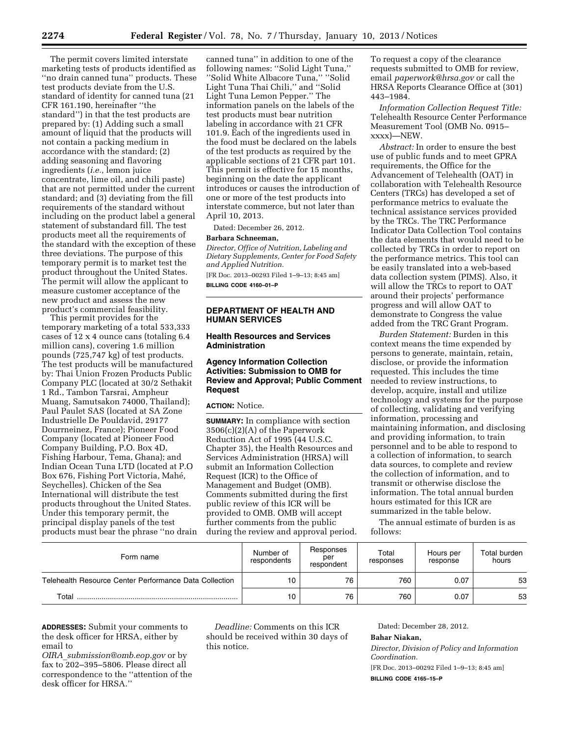The permit covers limited interstate marketing tests of products identified as ''no drain canned tuna'' products. These test products deviate from the U.S. standard of identity for canned tuna (21 CFR 161.190, hereinafter ''the standard'') in that the test products are prepared by: (1) Adding such a small amount of liquid that the products will not contain a packing medium in accordance with the standard; (2) adding seasoning and flavoring ingredients (*i.e.,* lemon juice concentrate, lime oil, and chili paste) that are not permitted under the current standard; and (3) deviating from the fill requirements of the standard without including on the product label a general statement of substandard fill. The test products meet all the requirements of the standard with the exception of these three deviations. The purpose of this temporary permit is to market test the product throughout the United States. The permit will allow the applicant to measure customer acceptance of the new product and assess the new product's commercial feasibility.

This permit provides for the temporary marketing of a total 533,333 cases of 12 x 4 ounce cans (totaling 6.4 million cans), covering 1.6 million pounds (725,747 kg) of test products. The test products will be manufactured by: Thai Union Frozen Products Public Company PLC (located at 30/2 Sethakit 1 Rd., Tambon Tarsrai, Ampheur Muang, Samutsakon 74000, Thailand); Paul Paulet SAS (located at SA Zone Industrielle De Pouldavid, 29177 Dourrneinez, France); Pioneer Food Company (located at Pioneer Food Company Building, P.O. Box 4D, Fishing Harbour, Tema, Ghana); and Indian Ocean Tuna LTD (located at P.O Box 676, Fishing Port Victoria, Mahé, Seychelles). Chicken of the Sea International will distribute the test products throughout the United States. Under this temporary permit, the principal display panels of the test products must bear the phrase ''no drain canned tuna'' in addition to one of the following names: ''Solid Light Tuna,'' ''Solid White Albacore Tuna,'' ''Solid Light Tuna Thai Chili,'' and ''Solid Light Tuna Lemon Pepper.'' The information panels on the labels of the test products must bear nutrition labeling in accordance with 21 CFR 101.9. Each of the ingredients used in the food must be declared on the labels of the test products as required by the applicable sections of 21 CFR part 101. This permit is effective for 15 months, beginning on the date the applicant introduces or causes the introduction of one or more of the test products into interstate commerce, but not later than April 10, 2013.

Dated: December 26, 2012.

**Barbara Schneeman,**

*Director, Office of Nutrition, Labeling and Dietary Supplements, Center for Food Safety and Applied Nutrition.*

[FR Doc. 2013–00293 Filed 1–9–13; 8:45 am]

**BILLING CODE 4160–01–P**

---

## DEPARTMENT OF HEALTH AND HUMAN SERVICES

### Health Resources and Services Administration

### Agency Information Collection Activities: Submission to OMB for Review and Approval; Public Comment Request

**ACTION:** Notice.

**SUMMARY:** In compliance with section 3506(c)(2)(A) of the Paperwork Reduction Act of 1995 (44 U.S.C. Chapter 35), the Health Resources and Services Administration (HRSA) will submit an Information Collection Request (ICR) to the Office of Management and Budget (OMB). Comments submitted during the first public review of this ICR will be provided to OMB. OMB will accept further comments from the public during the review and approval period. To request a copy of the clearance requests submitted to OMB for review, email *paperwork@hrsa.gov* or call the HRSA Reports Clearance Office at (301) 443–1984.

*Information Collection Request Title:* Telehealth Resource Center Performance Measurement Tool (OMB No. 0915–xxxx)—NEW.

*Abstract:* In order to ensure the best use of public funds and to meet GPRA requirements, the Office for the Advancement of Telehealth (OAT) in collaboration with Telehealth Resource Centers (TRCs) has developed a set of performance metrics to evaluate the technical assistance services provided by the TRCs. The TRC Performance Indicator Data Collection Tool contains the data elements that would need to be collected by TRCs in order to report on the performance metrics. This tool can be easily translated into a web-based data collection system (PIMS). Also, it will allow the TRCs to report to OAT around their projects' performance progress and will allow OAT to demonstrate to Congress the value added from the TRC Grant Program.

*Burden Statement:* Burden in this context means the time expended by persons to generate, maintain, retain, disclose, or provide the information requested. This includes the time needed to review instructions, to develop, acquire, install and utilize technology and systems for the purpose of collecting, validating and verifying information, processing and maintaining information, and disclosing and providing information, to train personnel and to be able to respond to a collection of information, to search data sources, to complete and review the collection of information, and to transmit or otherwise disclose the information. The total annual burden hours estimated for this ICR are summarized in the table below.

The annual estimate of burden is as follows:

| Form name | Number of respondents | Responses per respondent | Total responses | Hours per response | Total burden hours |
|---|---|---|---|---|---|
| Telehealth Resource Center Performance Data Collection | 10 | 76 | 760 | 0.07 | 53 |
| Total | 10 | 76 | 760 | 0.07 | 53 |

**ADDRESSES:** Submit your comments to the desk officer for HRSA, either by email to *OIRA_submission@omb.eop.gov* or by fax to 202–395–5806. Please direct all correspondence to the ''attention of the desk officer for HRSA.''

*Deadline:* Comments on this ICR should be received within 30 days of this notice.

Dated: December 28, 2012.

**Bahar Niakan,**

*Director, Division of Policy and Information Coordination.*

[FR Doc. 2013–00292 Filed 1–9–13; 8:45 am]

**BILLING CODE 4165–15–P**